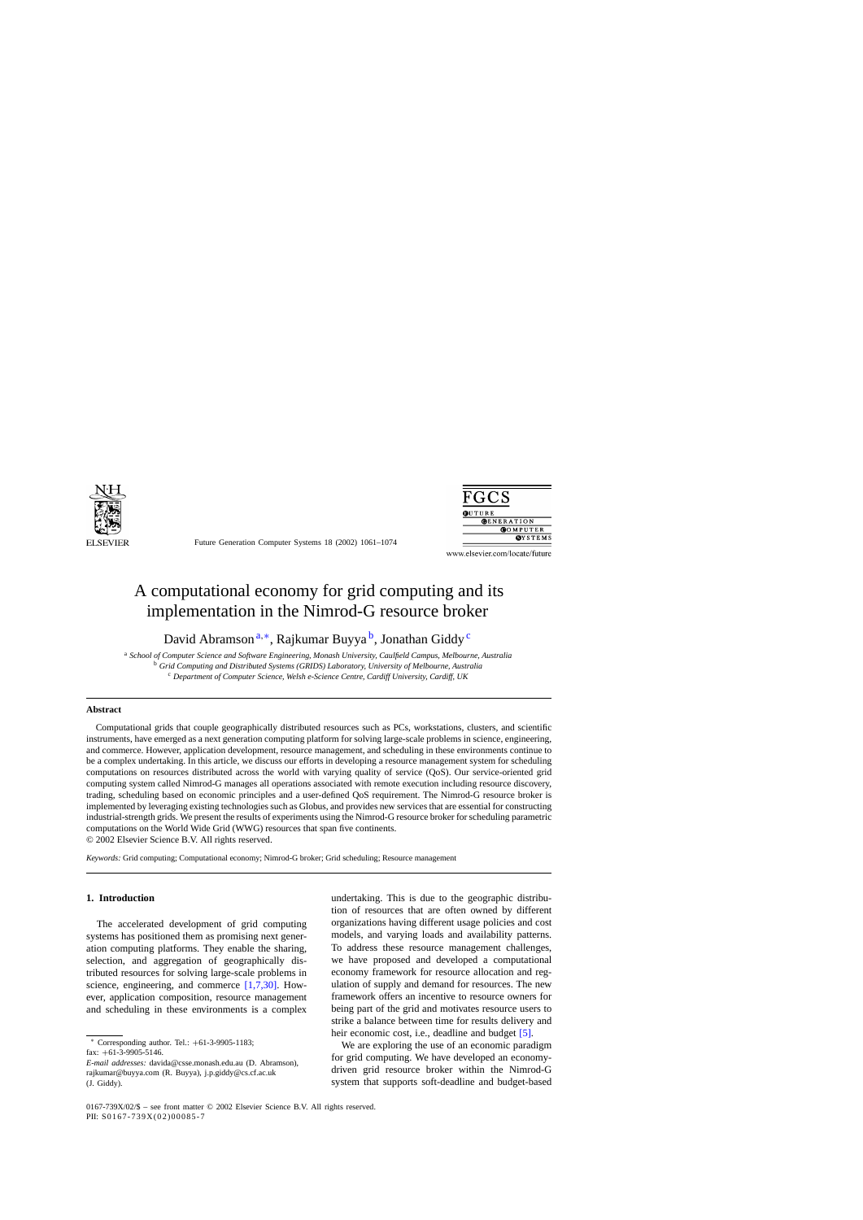# A computational economy for grid computing and its implementation in the Nimrod-G resource broker

David Abramson [a,∗], Rajkumar Buyya [b], Jonathan Giddy [c]

[a] *School of Computer Science and Software Engineering, Monash University, Caulfield Campus, Melbourne, Australia*
[b] *Grid Computing and Distributed Systems (GRIDS) Laboratory, University of Melbourne, Australia*
[c] *Department of Computer Science, Welsh e-Science Centre, Cardiff University, Cardiff, UK*

## Abstract

Computational grids that couple geographically distributed resources such as PCs, workstations, clusters, and scientific instruments, have emerged as a next generation computing platform for solving large-scale problems in science, engineering, and commerce. However, application development, resource management, and scheduling in these environments continue to be a complex undertaking. In this article, we discuss our efforts in developing a resource management system for scheduling computations on resources distributed across the world with varying quality of service (QoS). Our service-oriented grid computing system called Nimrod-G manages all operations associated with remote execution including resource discovery, trading, scheduling based on economic principles and a user-defined QoS requirement. The Nimrod-G resource broker is implemented by leveraging existing technologies such as Globus, and provides new services that are essential for constructing industrial-strength grids. We present the results of experiments using the Nimrod-G resource broker for scheduling parametric computations on the World Wide Grid (WWG) resources that span five continents.
© 2002 Elsevier Science B.V. All rights reserved.

*Keywords:* Grid computing; Computational economy; Nimrod-G broker; Grid scheduling; Resource management

## 1. Introduction

The accelerated development of grid computing systems has positioned them as promising next generation computing platforms. They enable the sharing, selection, and aggregation of geographically distributed resources for solving large-scale problems in science, engineering, and commerce [1,7,30]. However, application composition, resource management and scheduling in these environments is a complex undertaking. This is due to the geographic distribution of resources that are often owned by different organizations having different usage policies and cost models, and varying loads and availability patterns. To address these resource management challenges, we have proposed and developed a computational economy framework for resource allocation and regulation of supply and demand for resources. The new framework offers an incentive to resource owners for being part of the grid and motivates resource users to strike a balance between time for results delivery and heir economic cost, i.e., deadline and budget [5].

We are exploring the use of an economic paradigm for grid computing. We have developed an economy-driven grid resource broker within the Nimrod-G system that supports soft-deadline and budget-based

∗ Corresponding author. Tel.: +61-3-9905-1183;
fax: +61-3-9905-5146.
*E-mail addresses:* davida@csse.monash.edu.au (D. Abramson), rajkumar@buyya.com (R. Buyya), j.p.giddy@cs.cf.ac.uk (J. Giddy).

0167-739X/02/$ – see front matter © 2002 Elsevier Science B.V. All rights reserved.
PII: S0167-739X(02)00085-7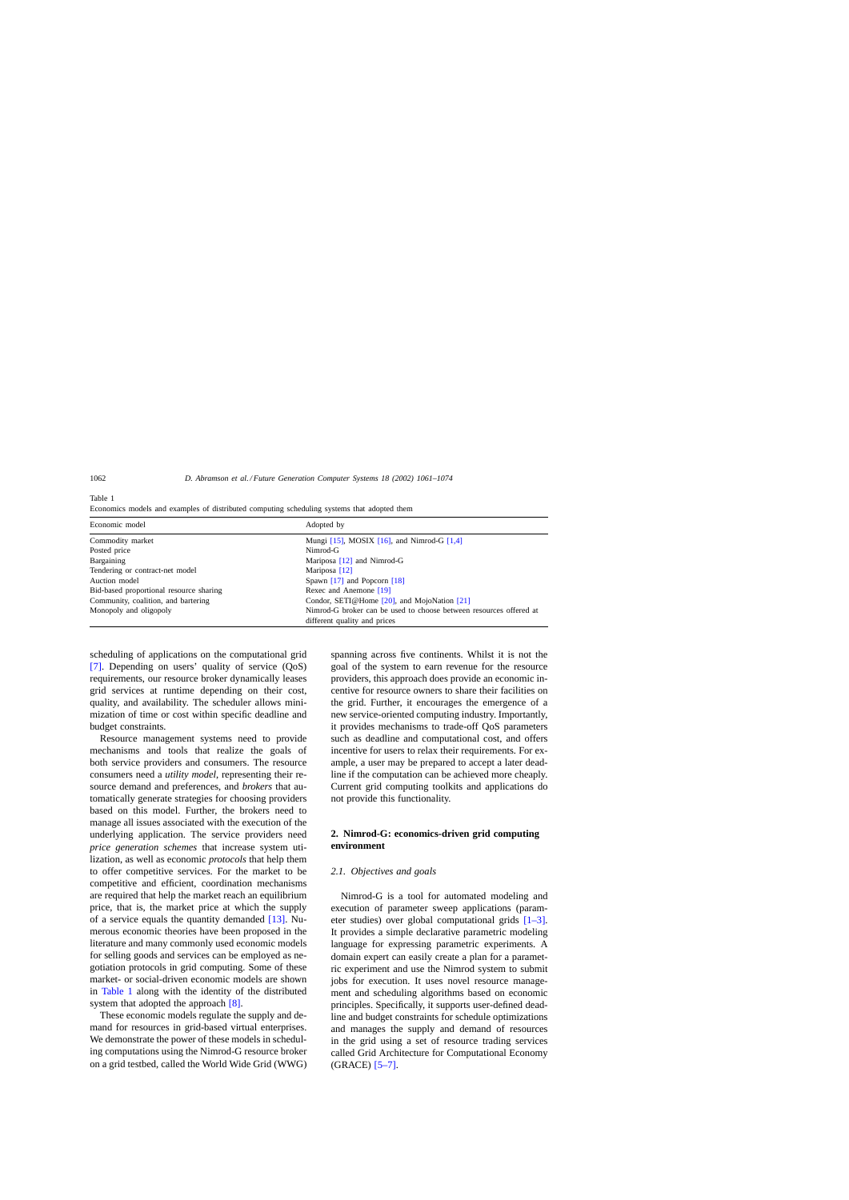Table 1
Economics models and examples of distributed computing scheduling systems that adopted them

| Economic model | Adopted by |
| --- | --- |
| Commodity market | Mungi [15], MOSIX [16], and Nimrod-G [1,4] |
| Posted price | Nimrod-G |
| Bargaining | Mariposa [12] and Nimrod-G |
| Tendering or contract-net model | Mariposa [12] |
| Auction model | Spawn [17] and Popcorn [18] |
| Bid-based proportional resource sharing | Rexec and Anemone [19] |
| Community, coalition, and bartering | Condor, SETI@Home [20], and MojoNation [21] |
| Monopoly and oligopoly | Nimrod-G broker can be used to choose between resources offered at different quality and prices |

scheduling of applications on the computational grid [7]. Depending on users' quality of service (QoS) requirements, our resource broker dynamically leases grid services at runtime depending on their cost, quality, and availability. The scheduler allows minimization of time or cost within specific deadline and budget constraints.

Resource management systems need to provide mechanisms and tools that realize the goals of both service providers and consumers. The resource consumers need a *utility model*, representing their resource demand and preferences, and *brokers* that automatically generate strategies for choosing providers based on this model. Further, the brokers need to manage all issues associated with the execution of the underlying application. The service providers need *price generation schemes* that increase system utilization, as well as economic *protocols* that help them to offer competitive services. For the market to be competitive and efficient, coordination mechanisms are required that help the market reach an equilibrium price, that is, the market price at which the supply of a service equals the quantity demanded [13]. Numerous economic theories have been proposed in the literature and many commonly used economic models for selling goods and services can be employed as negotiation protocols in grid computing. Some of these market- or social-driven economic models are shown in Table 1 along with the identity of the distributed system that adopted the approach [8].

These economic models regulate the supply and demand for resources in grid-based virtual enterprises. We demonstrate the power of these models in scheduling computations using the Nimrod-G resource broker on a grid testbed, called the World Wide Grid (WWG) spanning across five continents. Whilst it is not the goal of the system to earn revenue for the resource providers, this approach does provide an economic incentive for resource owners to share their facilities on the grid. Further, it encourages the emergence of a new service-oriented computing industry. Importantly, it provides mechanisms to trade-off QoS parameters such as deadline and computational cost, and offers incentive for users to relax their requirements. For example, a user may be prepared to accept a later deadline if the computation can be achieved more cheaply. Current grid computing toolkits and applications do not provide this functionality.

## 2. Nimrod-G: economics-driven grid computing environment

### 2.1. Objectives and goals

Nimrod-G is a tool for automated modeling and execution of parameter sweep applications (parameter studies) over global computational grids [1–3]. It provides a simple declarative parametric modeling language for expressing parametric experiments. A domain expert can easily create a plan for a parametric experiment and use the Nimrod system to submit jobs for execution. It uses novel resource management and scheduling algorithms based on economic principles. Specifically, it supports user-defined deadline and budget constraints for schedule optimizations and manages the supply and demand of resources in the grid using a set of resource trading services called Grid Architecture for Computational Economy (GRACE) [5–7].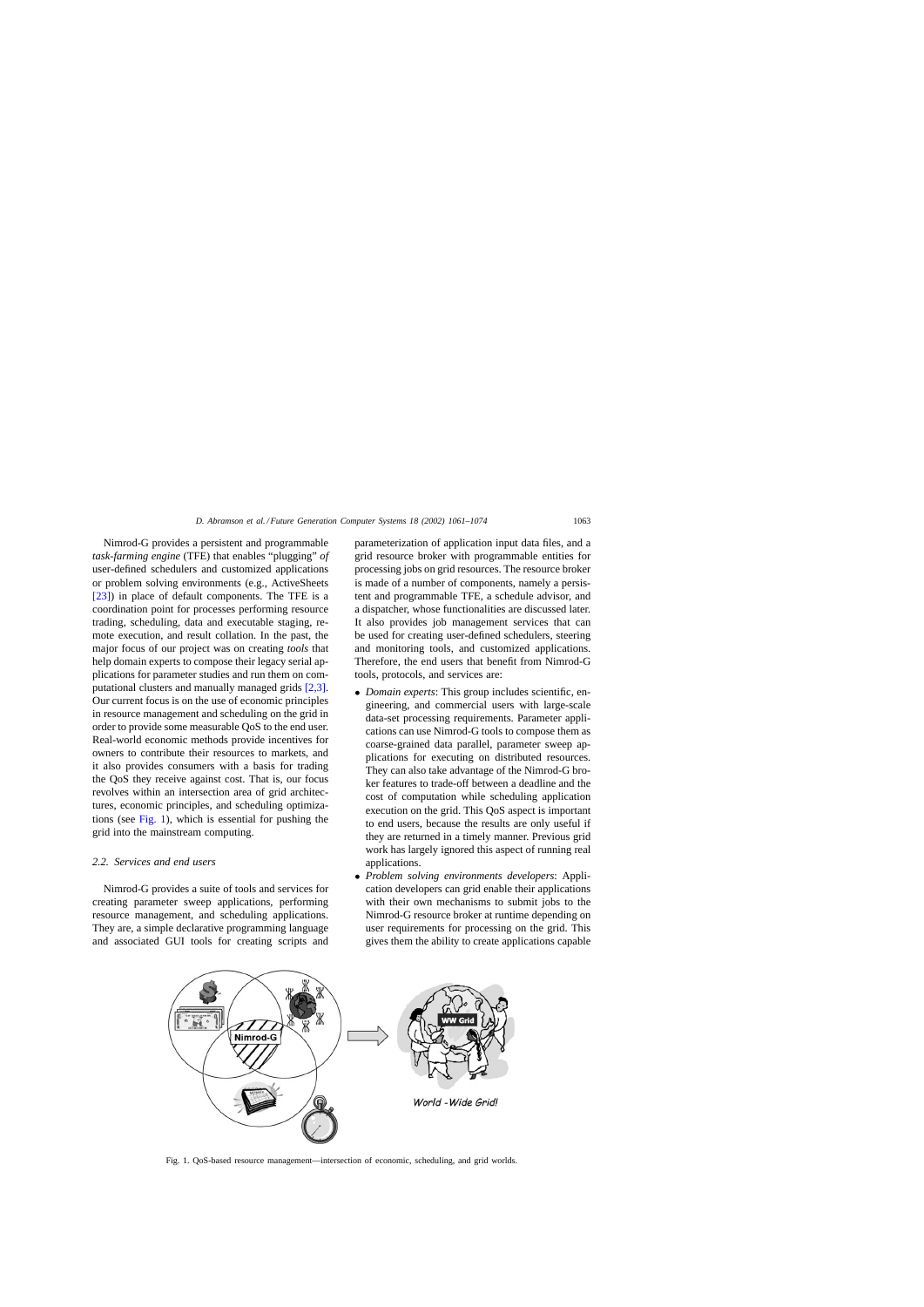Nimrod-G provides a persistent and programmable *task-farming engine* (TFE) that enables "plugging" *of* user-defined schedulers and customized applications or problem solving environments (e.g., ActiveSheets [23]) in place of default components. The TFE is a coordination point for processes performing resource trading, scheduling, data and executable staging, remote execution, and result collation. In the past, the major focus of our project was on creating *tools* that help domain experts to compose their legacy serial applications for parameter studies and run them on computational clusters and manually managed grids [2,3]. Our current focus is on the use of economic principles in resource management and scheduling on the grid in order to provide some measurable QoS to the end user. Real-world economic methods provide incentives for owners to contribute their resources to markets, and it also provides consumers with a basis for trading the QoS they receive against cost. That is, our focus revolves within an intersection area of grid architectures, economic principles, and scheduling optimizations (see Fig. 1), which is essential for pushing the grid into the mainstream computing.

### 2.2. Services and end users

Nimrod-G provides a suite of tools and services for creating parameter sweep applications, performing resource management, and scheduling applications. They are, a simple declarative programming language and associated GUI tools for creating scripts and parameterization of application input data files, and a grid resource broker with programmable entities for processing jobs on grid resources. The resource broker is made of a number of components, namely a persistent and programmable TFE, a schedule advisor, and a dispatcher, whose functionalities are discussed later. It also provides job management services that can be used for creating user-defined schedulers, steering and monitoring tools, and customized applications. Therefore, the end users that benefit from Nimrod-G tools, protocols, and services are:

- *Domain experts*: This group includes scientific, engineering, and commercial users with large-scale data-set processing requirements. Parameter applications can use Nimrod-G tools to compose them as coarse-grained data parallel, parameter sweep applications for executing on distributed resources. They can also take advantage of the Nimrod-G broker features to trade-off between a deadline and the cost of computation while scheduling application execution on the grid. This QoS aspect is important to end users, because the results are only useful if they are returned in a timely manner. Previous grid work has largely ignored this aspect of running real applications.
- *Problem solving environments developers*: Application developers can grid enable their applications with their own mechanisms to submit jobs to the Nimrod-G resource broker at runtime depending on user requirements for processing on the grid. This gives them the ability to create applications capable

Fig. 1. QoS-based resource management—intersection of economic, scheduling, and grid worlds.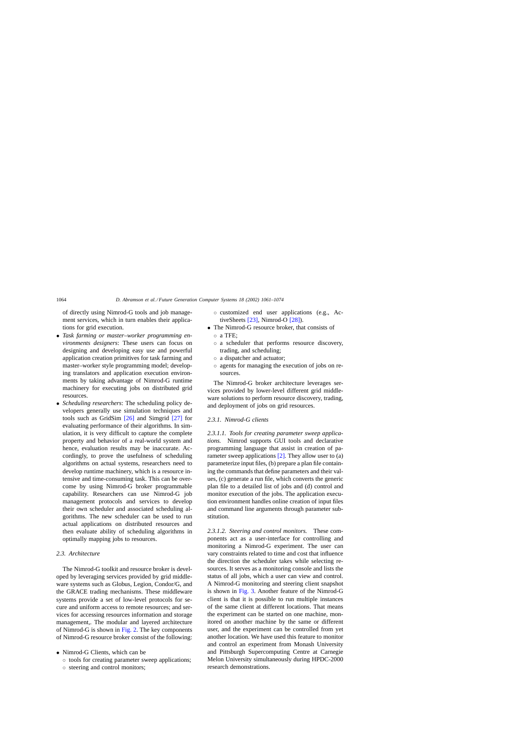of directly using Nimrod-G tools and job management services, which in turn enables their applications for grid execution.

- *Task farming or master–worker programming environments designers*: These users can focus on designing and developing easy use and powerful application creation primitives for task farming and master–worker style programming model; developing translators and application execution environments by taking advantage of Nimrod-G runtime machinery for executing jobs on distributed grid resources.
- *Scheduling researchers*: The scheduling policy developers generally use simulation techniques and tools such as GridSim [26] and Simgrid [27] for evaluating performance of their algorithms. In simulation, it is very difficult to capture the complete property and behavior of a real-world system and hence, evaluation results may be inaccurate. Accordingly, to prove the usefulness of scheduling algorithms on actual systems, researchers need to develop runtime machinery, which is a resource intensive and time-consuming task. This can be overcome by using Nimrod-G broker programmable capability. Researchers can use Nimrod-G job management protocols and services to develop their own scheduler and associated scheduling algorithms. The new scheduler can be used to run actual applications on distributed resources and then evaluate ability of scheduling algorithms in optimally mapping jobs to resources.

### 2.3. Architecture

The Nimrod-G toolkit and resource broker is developed by leveraging services provided by grid middleware systems such as Globus, Legion, Condor/G, and the GRACE trading mechanisms. These middleware systems provide a set of low-level protocols for secure and uniform access to remote resources; and services for accessing resources information and storage management,. The modular and layered architecture of Nimrod-G is shown in Fig. 2. The key components of Nimrod-G resource broker consist of the following:

- Nimrod-G Clients, which can be
  - tools for creating parameter sweep applications;
  - steering and control monitors;
  - customized end user applications (e.g., ActiveSheets [23], Nimrod-O [28]).
- The Nimrod-G resource broker, that consists of
  - a TFE;
  - a scheduler that performs resource discovery, trading, and scheduling;
  - a dispatcher and actuator;
  - agents for managing the execution of jobs on resources.

The Nimrod-G broker architecture leverages services provided by lower-level different grid middleware solutions to perform resource discovery, trading, and deployment of jobs on grid resources.

#### 2.3.1. Nimrod-G clients

*2.3.1.1. Tools for creating parameter sweep applications.* Nimrod supports GUI tools and declarative programming language that assist in creation of parameter sweep applications [2]. They allow user to (a) parameterize input files, (b) prepare a plan file containing the commands that define parameters and their values, (c) generate a run file, which converts the generic plan file to a detailed list of jobs and (d) control and monitor execution of the jobs. The application execution environment handles online creation of input files and command line arguments through parameter substitution.

*2.3.1.2. Steering and control monitors.* These components act as a user-interface for controlling and monitoring a Nimrod-G experiment. The user can vary constraints related to time and cost that influence the direction the scheduler takes while selecting resources. It serves as a monitoring console and lists the status of all jobs, which a user can view and control. A Nimrod-G monitoring and steering client snapshot is shown in Fig. 3. Another feature of the Nimrod-G client is that it is possible to run multiple instances of the same client at different locations. That means the experiment can be started on one machine, monitored on another machine by the same or different user, and the experiment can be controlled from yet another location. We have used this feature to monitor and control an experiment from Monash University and Pittsburgh Supercomputing Centre at Carnegie Melon University simultaneously during HPDC-2000 research demonstrations.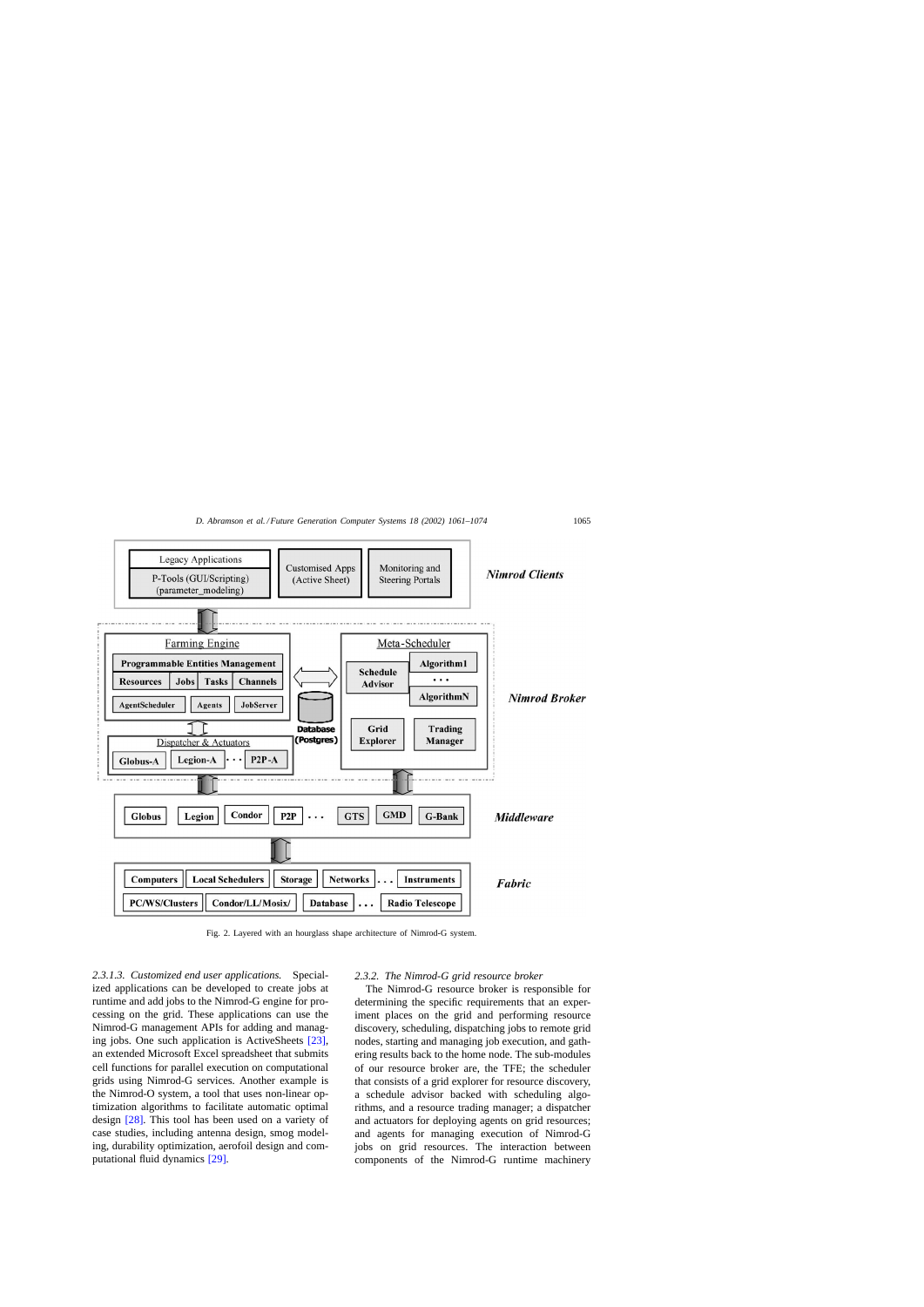Fig. 2. Layered with an hourglass shape architecture of Nimrod-G system.

*2.3.1.3. Customized end user applications.* Specialized applications can be developed to create jobs at runtime and add jobs to the Nimrod-G engine for processing on the grid. These applications can use the Nimrod-G management APIs for adding and managing jobs. One such application is ActiveSheets [23], an extended Microsoft Excel spreadsheet that submits cell functions for parallel execution on computational grids using Nimrod-G services. Another example is the Nimrod-O system, a tool that uses non-linear optimization algorithms to facilitate automatic optimal design [28]. This tool has been used on a variety of case studies, including antenna design, smog modeling, durability optimization, aerofoil design and computational fluid dynamics [29].

*2.3.2. The Nimrod-G grid resource broker*

The Nimrod-G resource broker is responsible for determining the specific requirements that an experiment places on the grid and performing resource discovery, scheduling, dispatching jobs to remote grid nodes, starting and managing job execution, and gathering results back to the home node. The sub-modules of our resource broker are, the TFE; the scheduler that consists of a grid explorer for resource discovery, a schedule advisor backed with scheduling algorithms, and a resource trading manager; a dispatcher and actuators for deploying agents on grid resources; and agents for managing execution of Nimrod-G jobs on grid resources. The interaction between components of the Nimrod-G runtime machinery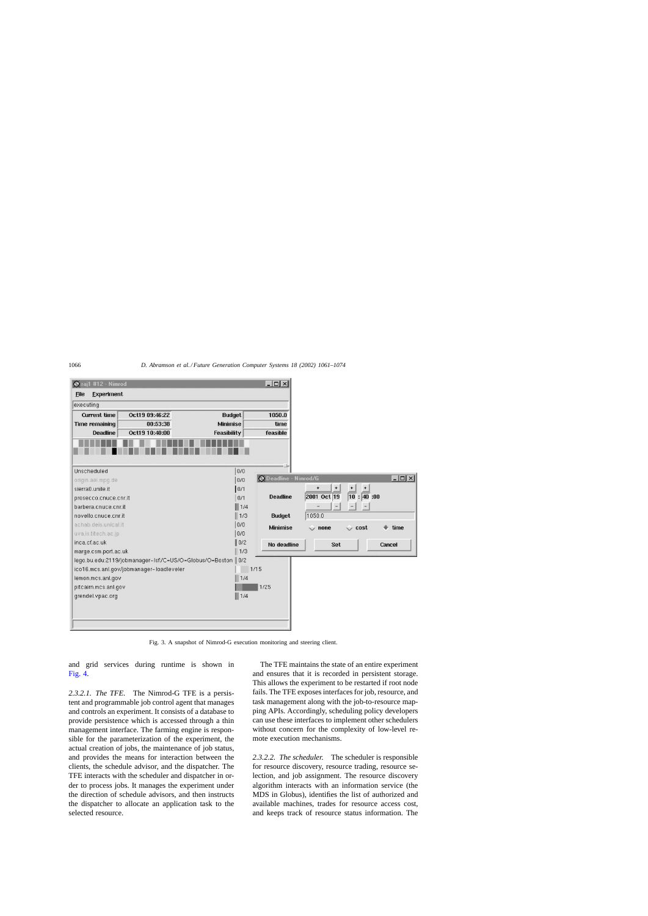Fig. 3. A snapshot of Nimrod-G execution monitoring and steering client.

and grid services during runtime is shown in Fig. 4.

*2.3.2.1. The TFE.* The Nimrod-G TFE is a persistent and programmable job control agent that manages and controls an experiment. It consists of a database to provide persistence which is accessed through a thin management interface. The farming engine is responsible for the parameterization of the experiment, the actual creation of jobs, the maintenance of job status, and provides the means for interaction between the clients, the schedule advisor, and the dispatcher. The TFE interacts with the scheduler and dispatcher in order to process jobs. It manages the experiment under the direction of schedule advisors, and then instructs the dispatcher to allocate an application task to the selected resource.

The TFE maintains the state of an entire experiment and ensures that it is recorded in persistent storage. This allows the experiment to be restarted if root node fails. The TFE exposes interfaces for job, resource, and task management along with the job-to-resource mapping APIs. Accordingly, scheduling policy developers can use these interfaces to implement other schedulers without concern for the complexity of low-level remote execution mechanisms.

*2.3.2.2. The scheduler.* The scheduler is responsible for resource discovery, resource trading, resource selection, and job assignment. The resource discovery algorithm interacts with an information service (the MDS in Globus), identifies the list of authorized and available machines, trades for resource access cost, and keeps track of resource status information. The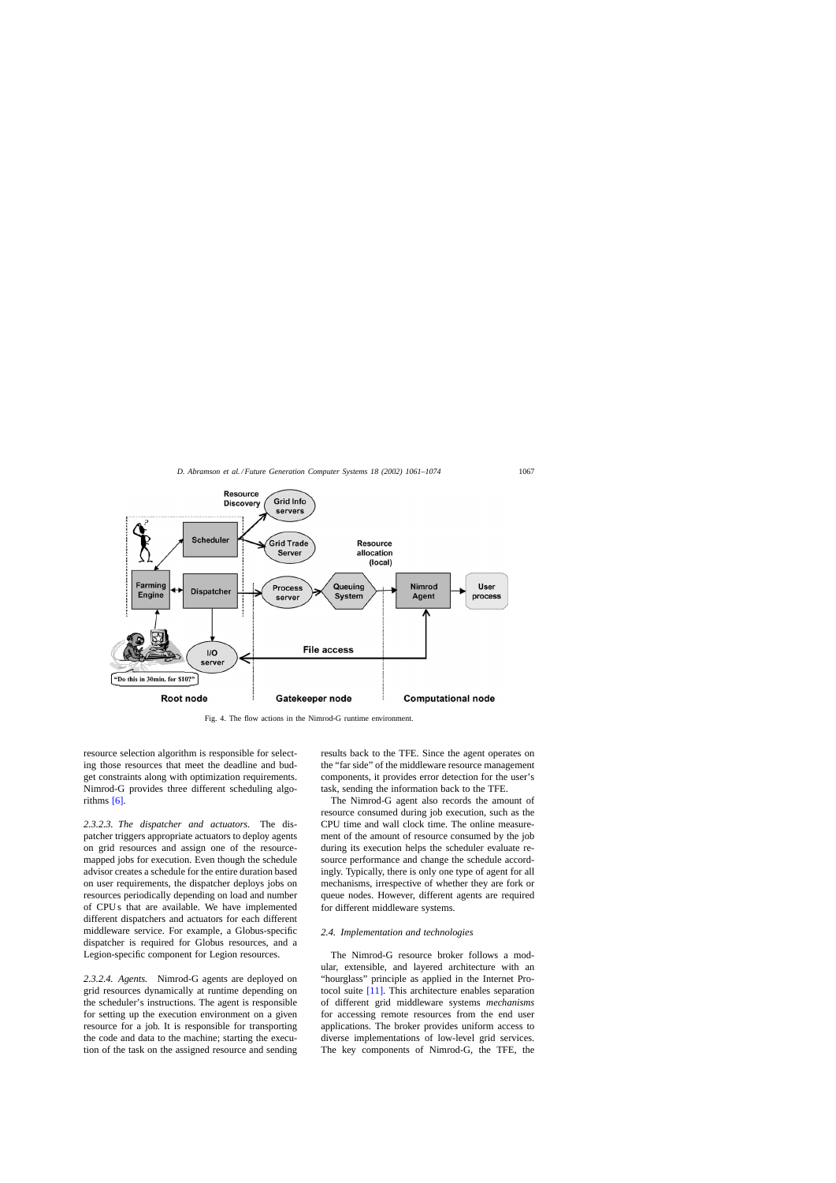Fig. 4. The flow actions in the Nimrod-G runtime environment.

resource selection algorithm is responsible for selecting those resources that meet the deadline and budget constraints along with optimization requirements. Nimrod-G provides three different scheduling algorithms [6].

*2.3.2.3. The dispatcher and actuators.* The dispatcher triggers appropriate actuators to deploy agents on grid resources and assign one of the resource-mapped jobs for execution. Even though the schedule advisor creates a schedule for the entire duration based on user requirements, the dispatcher deploys jobs on resources periodically depending on load and number of CPUs that are available. We have implemented different dispatchers and actuators for each different middleware service. For example, a Globus-specific dispatcher is required for Globus resources, and a Legion-specific component for Legion resources.

*2.3.2.4. Agents.* Nimrod-G agents are deployed on grid resources dynamically at runtime depending on the scheduler's instructions. The agent is responsible for setting up the execution environment on a given resource for a job. It is responsible for transporting the code and data to the machine; starting the execution of the task on the assigned resource and sending results back to the TFE. Since the agent operates on the "far side" of the middleware resource management components, it provides error detection for the user's task, sending the information back to the TFE.

The Nimrod-G agent also records the amount of resource consumed during job execution, such as the CPU time and wall clock time. The online measurement of the amount of resource consumed by the job during its execution helps the scheduler evaluate resource performance and change the schedule accordingly. Typically, there is only one type of agent for all mechanisms, irrespective of whether they are fork or queue nodes. However, different agents are required for different middleware systems.

### 2.4. Implementation and technologies

The Nimrod-G resource broker follows a modular, extensible, and layered architecture with an "hourglass" principle as applied in the Internet Protocol suite [11]. This architecture enables separation of different grid middleware systems *mechanisms* for accessing remote resources from the end user applications. The broker provides uniform access to diverse implementations of low-level grid services. The key components of Nimrod-G, the TFE, the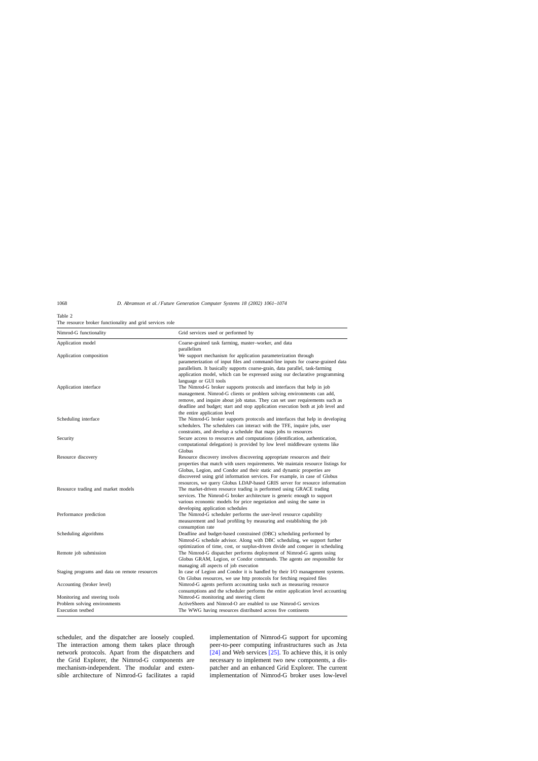Table 2
The resource broker functionality and grid services role

| Nimrod-G functionality | Grid services used or performed by |
|---|---|
| Application model | Coarse-grained task farming, master–worker, and data parallelism |
| Application composition | We support mechanism for application parameterization through parameterization of input files and command-line inputs for coarse-grained data parallelism. It basically supports coarse-grain, data parallel, task-farming application model, which can be expressed using our declarative programming language or GUI tools |
| Application interface | The Nimrod-G broker supports protocols and interfaces that help in job management. Nimrod-G clients or problem solving environments can add, remove, and inquire about job status. They can set user requirements such as deadline and budget; start and stop application execution both at job level and the entire application level |
| Scheduling interface | The Nimrod-G broker supports protocols and interfaces that help in developing schedulers. The schedulers can interact with the TFE, inquire jobs, user constraints, and develop a schedule that maps jobs to resources |
| Security | Secure access to resources and computations (identification, authentication, computational delegation) is provided by low level middleware systems like Globus |
| Resource discovery | Resource discovery involves discovering appropriate resources and their properties that match with users requirements. We maintain resource listings for Globus, Legion, and Condor and their static and dynamic properties are discovered using grid information services. For example, in case of Globus resources, we query Globus LDAP-based GRIS server for resource information |
| Resource trading and market models | The market-driven resource trading is performed using GRACE trading services. The Nimrod-G broker architecture is generic enough to support various economic models for price negotiation and using the same in developing application schedules |
| Performance prediction | The Nimrod-G scheduler performs the user-level resource capability measurement and load profiling by measuring and establishing the job consumption rate |
| Scheduling algorithms | Deadline and budget-based constrained (DBC) scheduling performed by Nimrod-G schedule advisor. Along with DBC scheduling, we support further optimization of time, cost, or surplus-driven divide and conquer in scheduling |
| Remote job submission | The Nimrod-G dispatcher performs deployment of Nimrod-G agents using Globus GRAM, Legion, or Condor commands. The agents are responsible for managing all aspects of job execution |
| Staging programs and data on remote resources | In case of Legion and Condor it is handled by their I/O management systems. On Globus resources, we use http protocols for fetching required files |
| Accounting (broker level) | Nimrod-G agents perform accounting tasks such as measuring resource consumptions and the scheduler performs the entire application level accounting |
| Monitoring and steering tools | Nimrod-G monitoring and steering client |
| Problem solving environments | ActiveSheets and Nimrod-O are enabled to use Nimrod-G services |
| Execution testbed | The WWG having resources distributed across five continents |

scheduler, and the dispatcher are loosely coupled. The interaction among them takes place through network protocols. Apart from the dispatchers and the Grid Explorer, the Nimrod-G components are mechanism-independent. The modular and extensible architecture of Nimrod-G facilitates a rapid implementation of Nimrod-G support for upcoming peer-to-peer computing infrastructures such as Jxta [24] and Web services [25]. To achieve this, it is only necessary to implement two new components, a dispatcher and an enhanced Grid Explorer. The current implementation of Nimrod-G broker uses low-level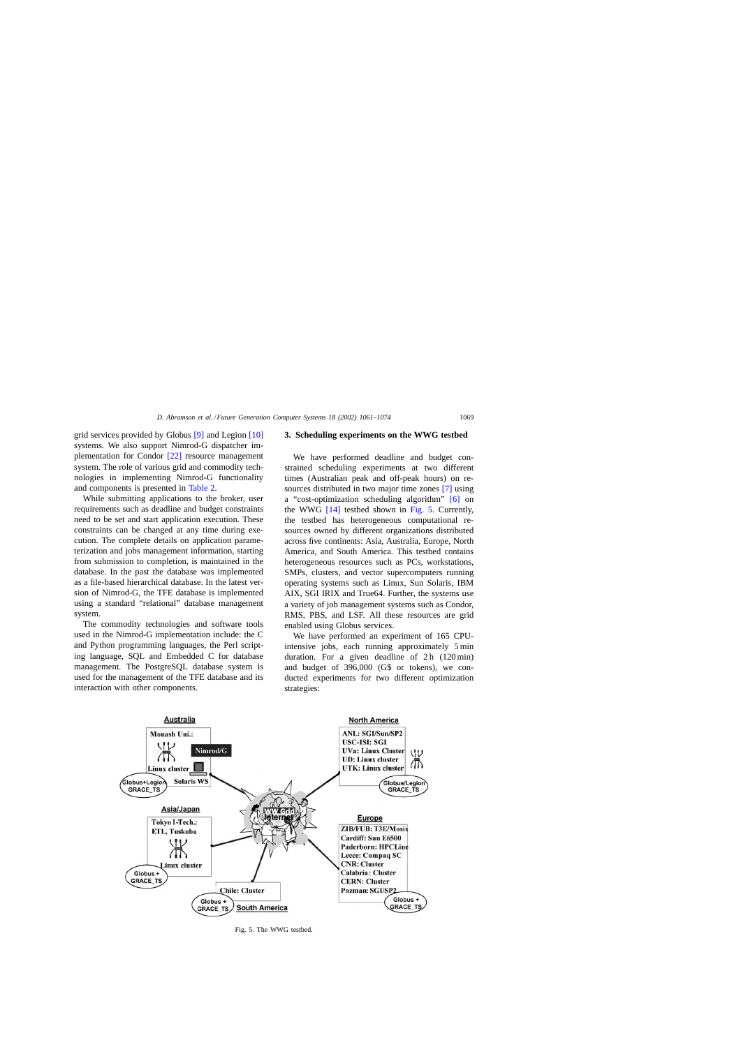grid services provided by Globus [9] and Legion [10] systems. We also support Nimrod-G dispatcher implementation for Condor [22] resource management system. The role of various grid and commodity technologies in implementing Nimrod-G functionality and components is presented in Table 2.

While submitting applications to the broker, user requirements such as deadline and budget constraints need to be set and start application execution. These constraints can be changed at any time during execution. The complete details on application parameterization and jobs management information, starting from submission to completion, is maintained in the database. In the past the database was implemented as a file-based hierarchical database. In the latest version of Nimrod-G, the TFE database is implemented using a standard "relational" database management system.

The commodity technologies and software tools used in the Nimrod-G implementation include: the C and Python programming languages, the Perl scripting language, SQL and Embedded C for database management. The PostgreSQL database system is used for the management of the TFE database and its interaction with other components.

## 3. Scheduling experiments on the WWG testbed

We have performed deadline and budget constrained scheduling experiments at two different times (Australian peak and off-peak hours) on resources distributed in two major time zones [7] using a "cost-optimization scheduling algorithm" [6] on the WWG [14] testbed shown in Fig. 5. Currently, the testbed has heterogeneous computational resources owned by different organizations distributed across five continents: Asia, Australia, Europe, North America, and South America. This testbed contains heterogeneous resources such as PCs, workstations, SMPs, clusters, and vector supercomputers running operating systems such as Linux, Sun Solaris, IBM AIX, SGI IRIX and True64. Further, the systems use a variety of job management systems such as Condor, RMS, PBS, and LSF. All these resources are grid enabled using Globus services.

We have performed an experiment of 165 CPU-intensive jobs, each running approximately 5 min duration. For a given deadline of 2 h (120 min) and budget of 396,000 (G$ or tokens), we conducted experiments for two different optimization strategies:

Fig. 5. The WWG testbed.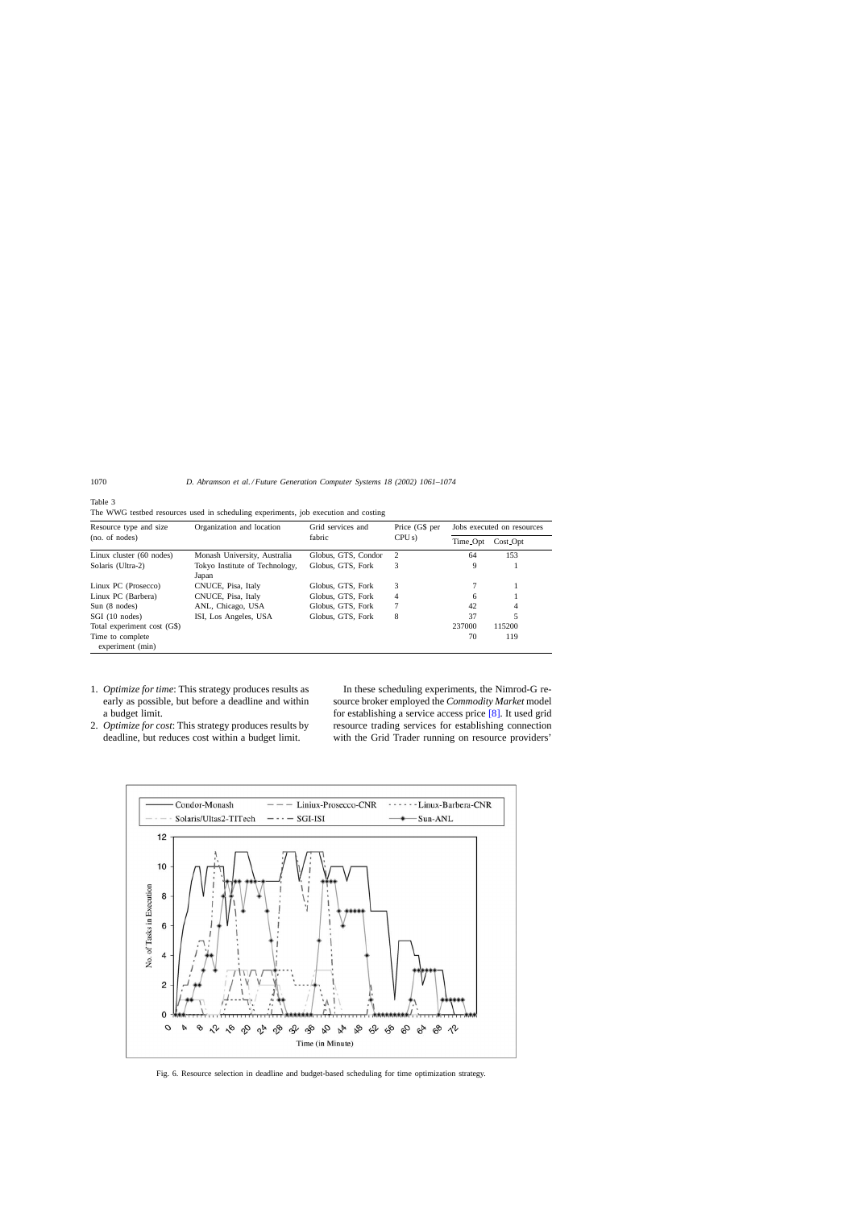Table 3
The WWG testbed resources used in scheduling experiments, job execution and costing

| Resource type and size (no. of nodes) | Organization and location | Grid services and fabric | Price (G$ per CPU s) | Jobs executed on resources | |
|---|---|---|---|---|---|
| | | | | Time_Opt | Cost_Opt |
| Linux cluster (60 nodes) | Monash University, Australia | Globus, GTS, Condor | 2 | 64 | 153 |
| Solaris (Ultra-2) | Tokyo Institute of Technology, Japan | Globus, GTS, Fork | 3 | 9 | 1 |
| Linux PC (Prosecco) | CNUCE, Pisa, Italy | Globus, GTS, Fork | 3 | 7 | 1 |
| Linux PC (Barbera) | CNUCE, Pisa, Italy | Globus, GTS, Fork | 4 | 6 | 1 |
| Sun (8 nodes) | ANL, Chicago, USA | Globus, GTS, Fork | 7 | 42 | 4 |
| SGI (10 nodes) | ISI, Los Angeles, USA | Globus, GTS, Fork | 8 | 37 | 5 |
| Total experiment cost (G$) | | | | 237000 | 115200 |
| Time to complete experiment (min) | | | | 70 | 119 |

1. *Optimize for time*: This strategy produces results as early as possible, but before a deadline and within a budget limit.
2. *Optimize for cost*: This strategy produces results by deadline, but reduces cost within a budget limit.

In these scheduling experiments, the Nimrod-G resource broker employed the *Commodity Market* model for establishing a service access price [8]. It used grid resource trading services for establishing connection with the Grid Trader running on resource providers'

Fig. 6. Resource selection in deadline and budget-based scheduling for time optimization strategy.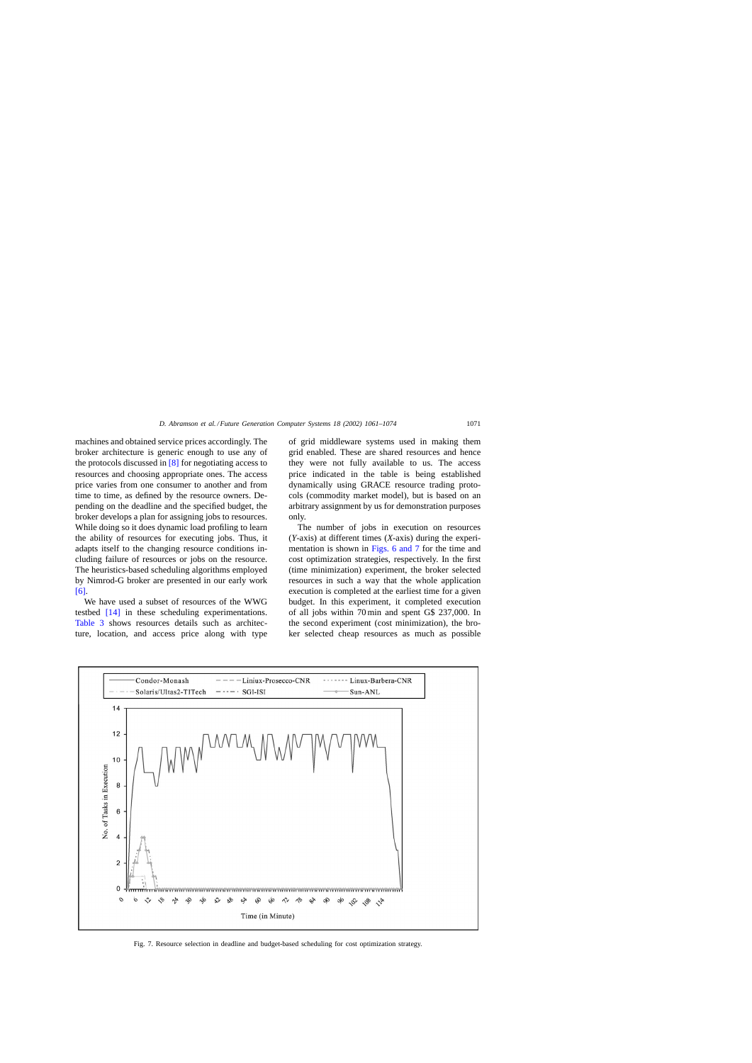machines and obtained service prices accordingly. The broker architecture is generic enough to use any of the protocols discussed in [8] for negotiating access to resources and choosing appropriate ones. The access price varies from one consumer to another and from time to time, as defined by the resource owners. Depending on the deadline and the specified budget, the broker develops a plan for assigning jobs to resources. While doing so it does dynamic load profiling to learn the ability of resources for executing jobs. Thus, it adapts itself to the changing resource conditions including failure of resources or jobs on the resource. The heuristics-based scheduling algorithms employed by Nimrod-G broker are presented in our early work [6].

We have used a subset of resources of the WWG testbed [14] in these scheduling experimentations. Table 3 shows resources details such as architecture, location, and access price along with type of grid middleware systems used in making them grid enabled. These are shared resources and hence they were not fully available to us. The access price indicated in the table is being established dynamically using GRACE resource trading protocols (commodity market model), but is based on an arbitrary assignment by us for demonstration purposes only.

The number of jobs in execution on resources (*Y*-axis) at different times (*X*-axis) during the experimentation is shown in Figs. 6 and 7 for the time and cost optimization strategies, respectively. In the first (time minimization) experiment, the broker selected resources in such a way that the whole application execution is completed at the earliest time for a given budget. In this experiment, it completed execution of all jobs within 70 min and spent G$ 237,000. In the second experiment (cost minimization), the broker selected cheap resources as much as possible

Fig. 7. Resource selection in deadline and budget-based scheduling for cost optimization strategy.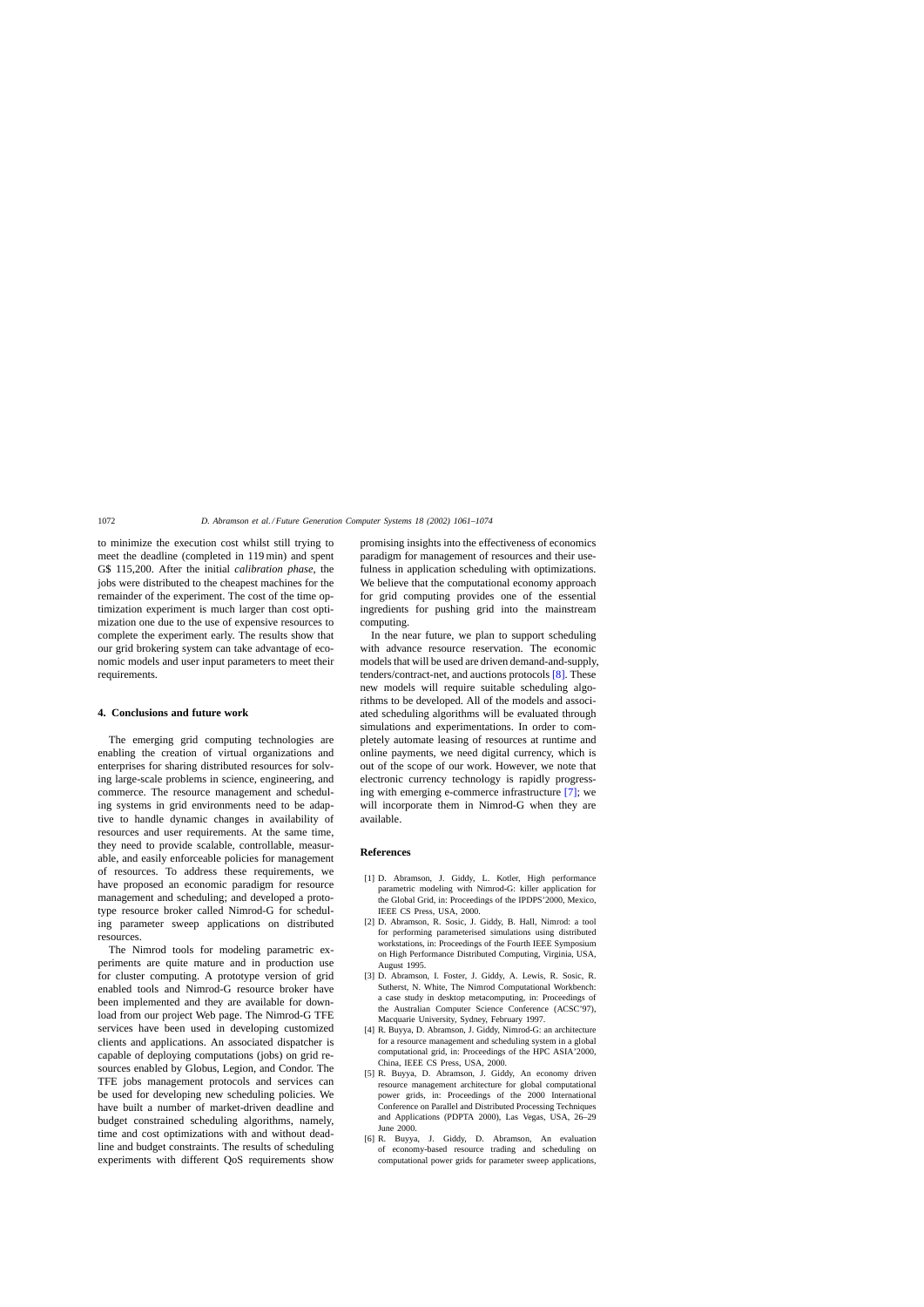to minimize the execution cost whilst still trying to meet the deadline (completed in 119 min) and spent G$ 115,200. After the initial *calibration phase*, the jobs were distributed to the cheapest machines for the remainder of the experiment. The cost of the time optimization experiment is much larger than cost optimization one due to the use of expensive resources to complete the experiment early. The results show that our grid brokering system can take advantage of economic models and user input parameters to meet their requirements.

## 4. Conclusions and future work

The emerging grid computing technologies are enabling the creation of virtual organizations and enterprises for sharing distributed resources for solving large-scale problems in science, engineering, and commerce. The resource management and scheduling systems in grid environments need to be adaptive to handle dynamic changes in availability of resources and user requirements. At the same time, they need to provide scalable, controllable, measurable, and easily enforceable policies for management of resources. To address these requirements, we have proposed an economic paradigm for resource management and scheduling; and developed a prototype resource broker called Nimrod-G for scheduling parameter sweep applications on distributed resources.

The Nimrod tools for modeling parametric experiments are quite mature and in production use for cluster computing. A prototype version of grid enabled tools and Nimrod-G resource broker have been implemented and they are available for download from our project Web page. The Nimrod-G TFE services have been used in developing customized clients and applications. An associated dispatcher is capable of deploying computations (jobs) on grid resources enabled by Globus, Legion, and Condor. The TFE jobs management protocols and services can be used for developing new scheduling policies. We have built a number of market-driven deadline and budget constrained scheduling algorithms, namely, time and cost optimizations with and without deadline and budget constraints. The results of scheduling experiments with different QoS requirements show promising insights into the effectiveness of economics paradigm for management of resources and their usefulness in application scheduling with optimizations. We believe that the computational economy approach for grid computing provides one of the essential ingredients for pushing grid into the mainstream computing.

In the near future, we plan to support scheduling with advance resource reservation. The economic models that will be used are driven demand-and-supply, tenders/contract-net, and auctions protocols [8]. These new models will require suitable scheduling algorithms to be developed. All of the models and associated scheduling algorithms will be evaluated through simulations and experimentations. In order to completely automate leasing of resources at runtime and online payments, we need digital currency, which is out of the scope of our work. However, we note that electronic currency technology is rapidly progressing with emerging e-commerce infrastructure [7]; we will incorporate them in Nimrod-G when they are available.

## References

[1] D. Abramson, J. Giddy, L. Kotler, High performance parametric modeling with Nimrod-G: killer application for the Global Grid, in: Proceedings of the IPDPS'2000, Mexico, IEEE CS Press, USA, 2000.

[2] D. Abramson, R. Sosic, J. Giddy, B. Hall, Nimrod: a tool for performing parameterised simulations using distributed workstations, in: Proceedings of the Fourth IEEE Symposium on High Performance Distributed Computing, Virginia, USA, August 1995.

[3] D. Abramson, I. Foster, J. Giddy, A. Lewis, R. Sosic, R. Sutherst, N. White, The Nimrod Computational Workbench: a case study in desktop metacomputing, in: Proceedings of the Australian Computer Science Conference (ACSC'97), Macquarie University, Sydney, February 1997.

[4] R. Buyya, D. Abramson, J. Giddy, Nimrod-G: an architecture for a resource management and scheduling system in a global computational grid, in: Proceedings of the HPC ASIA'2000, China, IEEE CS Press, USA, 2000.

[5] R. Buyya, D. Abramson, J. Giddy, An economy driven resource management architecture for global computational power grids, in: Proceedings of the 2000 International Conference on Parallel and Distributed Processing Techniques and Applications (PDPTA 2000), Las Vegas, USA, 26–29 June 2000.

[6] R. Buyya, J. Giddy, D. Abramson, An evaluation of economy-based resource trading and scheduling on computational power grids for parameter sweep applications,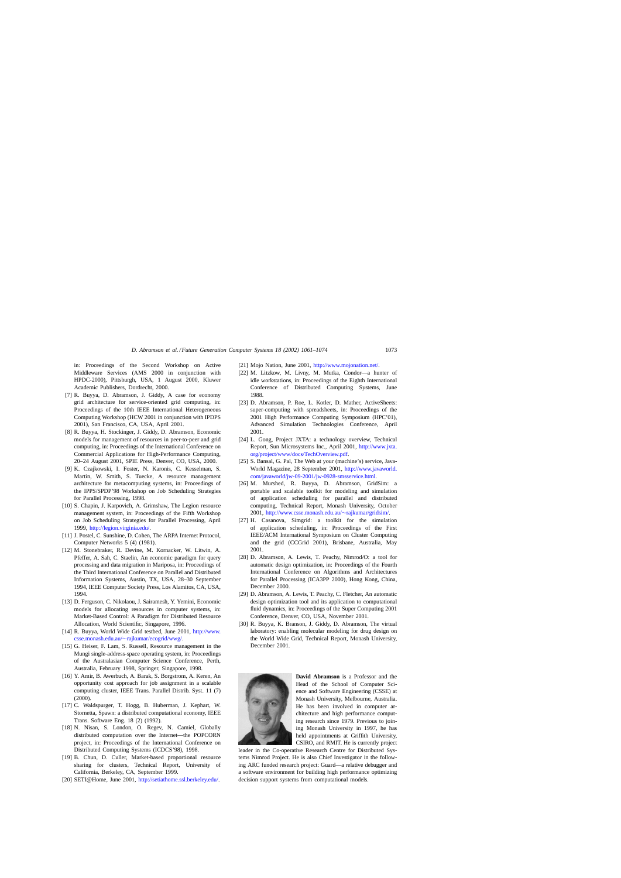in: Proceedings of the Second Workshop on Active Middleware Services (AMS 2000 in conjunction with HPDC-2000), Pittsburgh, USA, 1 August 2000, Kluwer Academic Publishers, Dordrecht, 2000.

[7] R. Buyya, D. Abramson, J. Giddy, A case for economy grid architecture for service-oriented grid computing, in: Proceedings of the 10th IEEE International Heterogeneous Computing Workshop (HCW 2001 in conjunction with IPDPS 2001), San Francisco, CA, USA, April 2001.

[8] R. Buyya, H. Stockinger, J. Giddy, D. Abramson, Economic models for management of resources in peer-to-peer and grid computing, in: Proceedings of the International Conference on Commercial Applications for High-Performance Computing, 20–24 August 2001, SPIE Press, Denver, CO, USA, 2000.

[9] K. Czajkowski, I. Foster, N. Karonis, C. Kesselman, S. Martin, W. Smith, S. Tuecke, A resource management architecture for metacomputing systems, in: Proceedings of the IPPS/SPDP'98 Workshop on Job Scheduling Strategies for Parallel Processing, 1998.

[10] S. Chapin, J. Karpovich, A. Grimshaw, The Legion resource management system, in: Proceedings of the Fifth Workshop on Job Scheduling Strategies for Parallel Processing, April 1999, http://legion.virginia.edu/.

[11] J. Postel, C. Sunshine, D. Cohen, The ARPA Internet Protocol, Computer Networks 5 (4) (1981).

[12] M. Stonebraker, R. Devine, M. Kornacker, W. Litwin, A. Pfeffer, A. Sah, C. Staelin, An economic paradigm for query processing and data migration in Mariposa, in: Proceedings of the Third International Conference on Parallel and Distributed Information Systems, Austin, TX, USA, 28–30 September 1994, IEEE Computer Society Press, Los Alamitos, CA, USA, 1994.

[13] D. Ferguson, C. Nikolaou, J. Sairamesh, Y. Yemini, Economic models for allocating resources in computer systems, in: Market-Based Control: A Paradigm for Distributed Resource Allocation, World Scientific, Singapore, 1996.

[14] R. Buyya, World Wide Grid testbed, June 2001, http://www.csse.monash.edu.au/~rajkumar/ecogrid/wwg/.

[15] G. Heiser, F. Lam, S. Russell, Resource management in the Mungi single-address-space operating system, in: Proceedings of the Australasian Computer Science Conference, Perth, Australia, February 1998, Springer, Singapore, 1998.

[16] Y. Amir, B. Awerbuch, A. Barak, S. Borgstrom, A. Keren, An opportunity cost approach for job assignment in a scalable computing cluster, IEEE Trans. Parallel Distrib. Syst. 11 (7) (2000).

[17] C. Waldspurger, T. Hogg, B. Huberman, J. Kephart, W. Stornetta, Spawn: a distributed computational economy, IEEE Trans. Software Eng. 18 (2) (1992).

[18] N. Nisan, S. London, O. Regev, N. Camiel, Globally distributed computation over the Internet—the POPCORN project, in: Proceedings of the International Conference on Distributed Computing Systems (ICDCS'98), 1998.

[19] B. Chun, D. Culler, Market-based proportional resource sharing for clusters, Technical Report, University of California, Berkeley, CA, September 1999.

[20] SETI@Home, June 2001, http://setiathome.ssl.berkeley.edu/.

[21] Mojo Nation, June 2001, http://www.mojonation.net/.

[22] M. Litzkow, M. Livny, M. Mutka, Condor—a hunter of idle workstations, in: Proceedings of the Eighth International Conference of Distributed Computing Systems, June 1988.

[23] D. Abramson, P. Roe, L. Kotler, D. Mather, ActiveSheets: super-computing with spreadsheets, in: Proceedings of the 2001 High Performance Computing Symposium (HPC'01), Advanced Simulation Technologies Conference, April 2001.

[24] L. Gong, Project JXTA: a technology overview, Technical Report, Sun Microsystems Inc., April 2001, http://www.jxta.org/project/www/docs/TechOverview.pdf.

[25] S. Bansal, G. Pal, The Web at your (machine's) service, JavaWorld Magazine, 28 September 2001, http://www.javaworld.com/javaworld/jw-09-2001/jw-0928-smsservice.html.

[26] M. Murshed, R. Buyya, D. Abramson, GridSim: a portable and scalable toolkit for modeling and simulation of application scheduling for parallel and distributed computing, Technical Report, Monash University, October 2001, http://www.csse.monash.edu.au/~rajkumar/gridsim/.

[27] H. Casanova, Simgrid: a toolkit for the simulation of application scheduling, in: Proceedings of the First IEEE/ACM International Symposium on Cluster Computing and the grid (CCGrid 2001), Brisbane, Australia, May 2001.

[28] D. Abramson, A. Lewis, T. Peachy, Nimrod/O: a tool for automatic design optimization, in: Proceedings of the Fourth International Conference on Algorithms and Architectures for Parallel Processing (ICA3PP 2000), Hong Kong, China, December 2000.

[29] D. Abramson, A. Lewis, T. Peachy, C. Fletcher, An automatic design optimization tool and its application to computational fluid dynamics, in: Proceedings of the Super Computing 2001 Conference, Denver, CO, USA, November 2001.

[30] R. Buyya, K. Branson, J. Giddy, D. Abramson, The virtual laboratory: enabling molecular modeling for drug design on the World Wide Grid, Technical Report, Monash University, December 2001.

**David Abramson** is a Professor and the Head of the School of Computer Science and Software Engineering (CSSE) at Monash University, Melbourne, Australia. He has been involved in computer architecture and high performance computing research since 1979. Previous to joining Monash University in 1997, he has held appointments at Griffith University, CSIRO, and RMIT. He is currently project leader in the Co-operative Research Centre for Distributed Systems Nimrod Project. He is also Chief Investigator in the following ARC funded research project: Guard—a relative debugger and a software environment for building high performance optimizing decision support systems from computational models.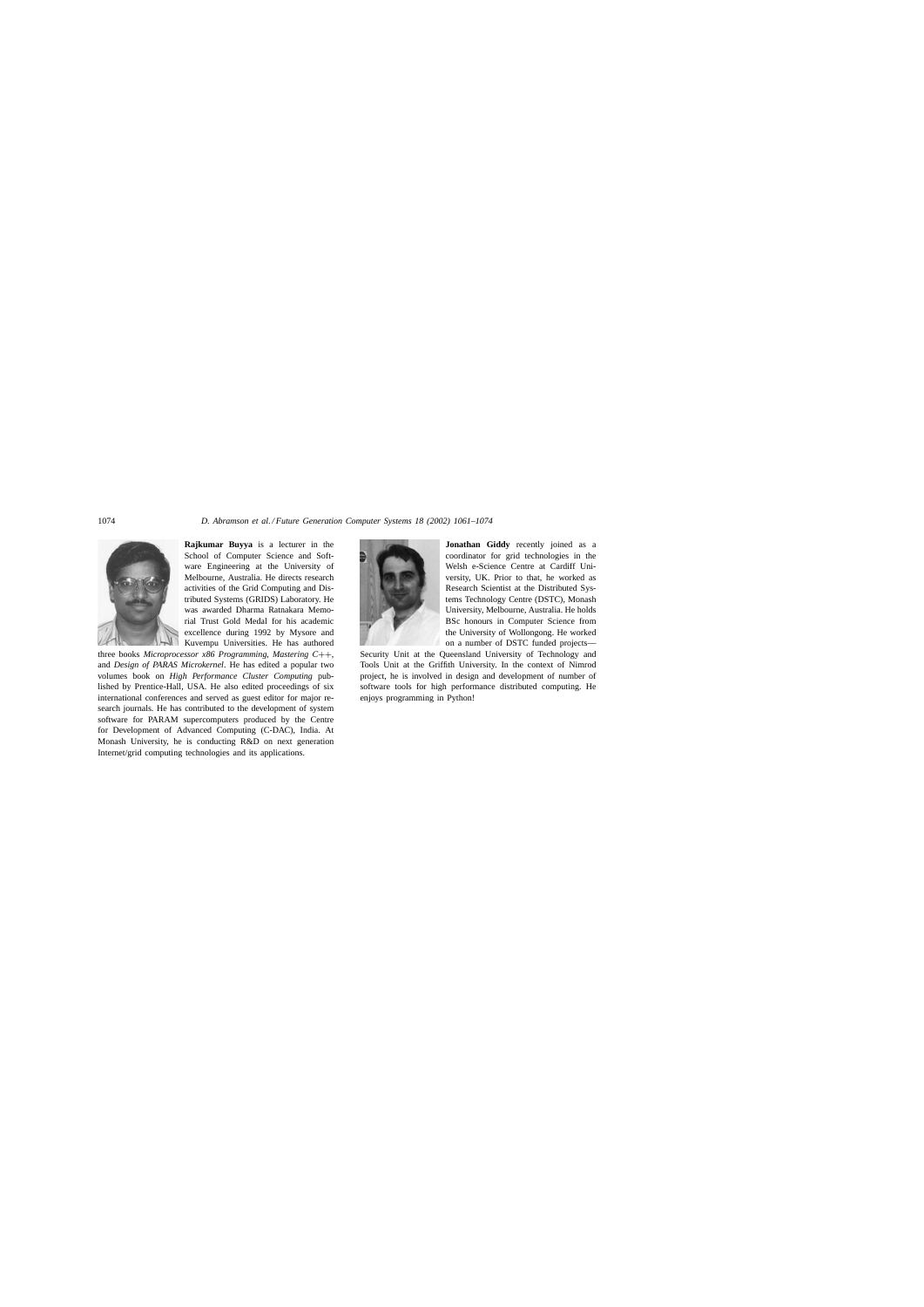**Rajkumar Buyya** is a lecturer in the School of Computer Science and Software Engineering at the University of Melbourne, Australia. He directs research activities of the Grid Computing and Distributed Systems (GRIDS) Laboratory. He was awarded Dharma Ratnakara Memorial Trust Gold Medal for his academic excellence during 1992 by Mysore and Kuvempu Universities. He has authored three books *Microprocessor x86 Programming*, *Mastering C++*, and *Design of PARAS Microkernel*. He has edited a popular two volumes book on *High Performance Cluster Computing* published by Prentice-Hall, USA. He also edited proceedings of six international conferences and served as guest editor for major research journals. He has contributed to the development of system software for PARAM supercomputers produced by the Centre for Development of Advanced Computing (C-DAC), India. At Monash University, he is conducting R&D on next generation Internet/grid computing technologies and its applications.

**Jonathan Giddy** recently joined as a coordinator for grid technologies in the Welsh e-Science Centre at Cardiff University, UK. Prior to that, he worked as Research Scientist at the Distributed Systems Technology Centre (DSTC), Monash University, Melbourne, Australia. He holds BSc honours in Computer Science from the University of Wollongong. He worked on a number of DSTC funded projects—Security Unit at the Queensland University of Technology and Tools Unit at the Griffith University. In the context of Nimrod project, he is involved in design and development of number of software tools for high performance distributed computing. He enjoys programming in Python!